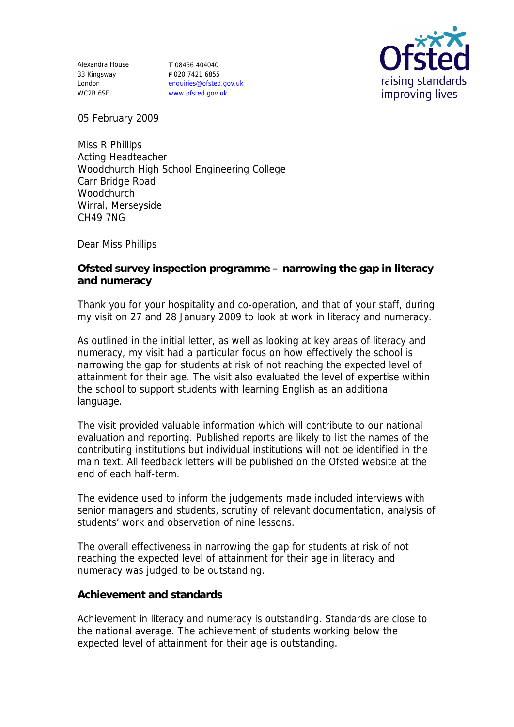Alexandra House
33 Kingsway
London
WC2B 6SE

**T** 08456 404040
**F** 020 7421 6855
enquiries@ofsted.gov.uk
www.ofsted.gov.uk

05 February 2009

Miss R Phillips
Acting Headteacher
Woodchurch High School Engineering College
Carr Bridge Road
Woodchurch
Wirral, Merseyside
CH49 7NG

Dear Miss Phillips

**Ofsted survey inspection programme – narrowing the gap in literacy and numeracy**

Thank you for your hospitality and co-operation, and that of your staff, during my visit on 27 and 28 January 2009 to look at work in literacy and numeracy.

As outlined in the initial letter, as well as looking at key areas of literacy and numeracy, my visit had a particular focus on how effectively the school is narrowing the gap for students at risk of not reaching the expected level of attainment for their age. The visit also evaluated the level of expertise within the school to support students with learning English as an additional language.

The visit provided valuable information which will contribute to our national evaluation and reporting. Published reports are likely to list the names of the contributing institutions but individual institutions will not be identified in the main text. All feedback letters will be published on the Ofsted website at the end of each half-term.

The evidence used to inform the judgements made included interviews with senior managers and students, scrutiny of relevant documentation, analysis of students' work and observation of nine lessons.

The overall effectiveness in narrowing the gap for students at risk of not reaching the expected level of attainment for their age in literacy and numeracy was judged to be outstanding.

**Achievement and standards**

Achievement in literacy and numeracy is outstanding. Standards are close to the national average. The achievement of students working below the expected level of attainment for their age is outstanding.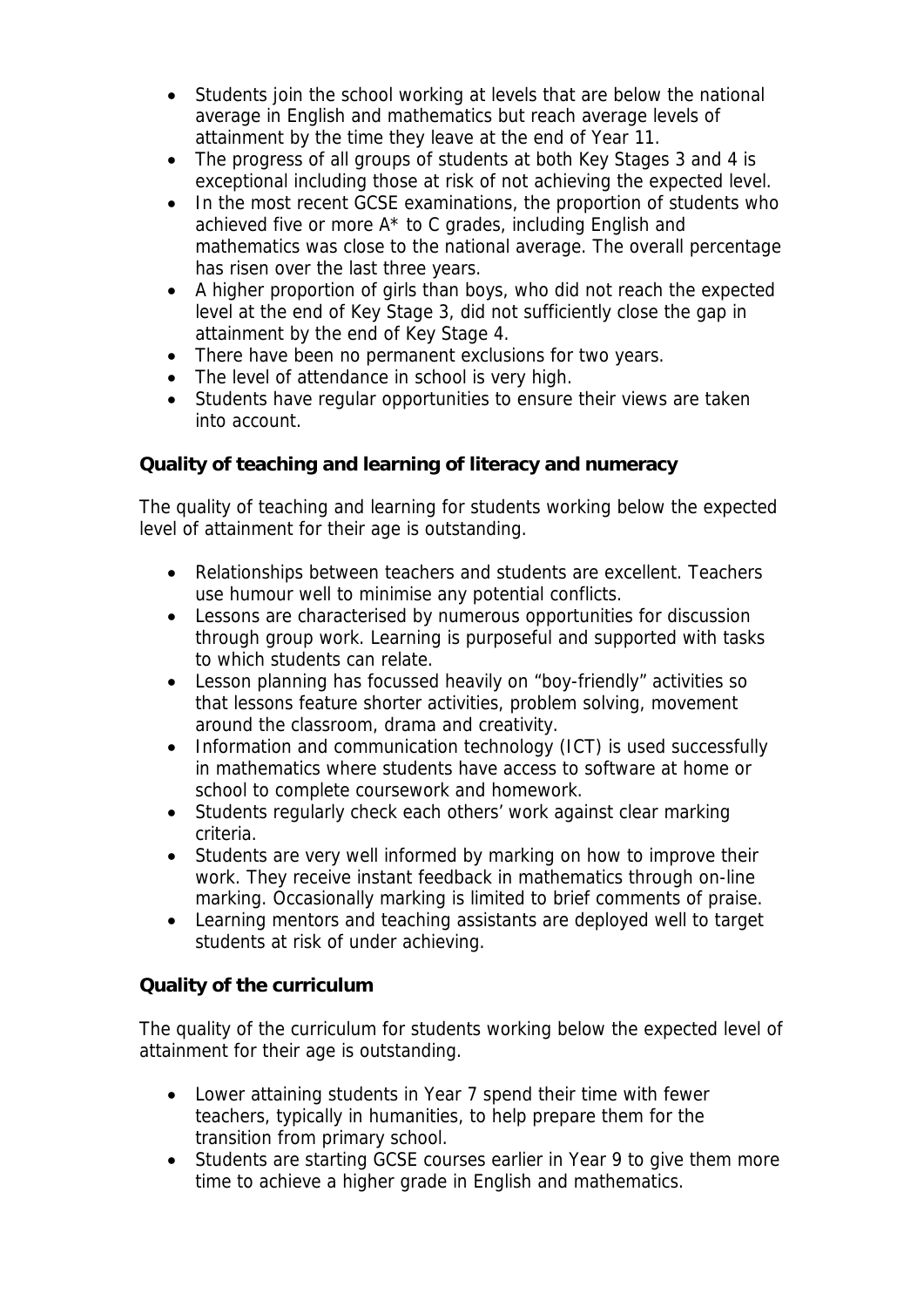- Students join the school working at levels that are below the national average in English and mathematics but reach average levels of attainment by the time they leave at the end of Year 11.
- The progress of all groups of students at both Key Stages 3 and 4 is exceptional including those at risk of not achieving the expected level.
- In the most recent GCSE examinations, the proportion of students who achieved five or more A* to C grades, including English and mathematics was close to the national average. The overall percentage has risen over the last three years.
- A higher proportion of girls than boys, who did not reach the expected level at the end of Key Stage 3, did not sufficiently close the gap in attainment by the end of Key Stage 4.
- There have been no permanent exclusions for two years.
- The level of attendance in school is very high.
- Students have regular opportunities to ensure their views are taken into account.

**Quality of teaching and learning of literacy and numeracy**

The quality of teaching and learning for students working below the expected level of attainment for their age is outstanding.

- Relationships between teachers and students are excellent. Teachers use humour well to minimise any potential conflicts.
- Lessons are characterised by numerous opportunities for discussion through group work. Learning is purposeful and supported with tasks to which students can relate.
- Lesson planning has focussed heavily on "boy-friendly" activities so that lessons feature shorter activities, problem solving, movement around the classroom, drama and creativity.
- Information and communication technology (ICT) is used successfully in mathematics where students have access to software at home or school to complete coursework and homework.
- Students regularly check each others' work against clear marking criteria.
- Students are very well informed by marking on how to improve their work. They receive instant feedback in mathematics through on-line marking. Occasionally marking is limited to brief comments of praise.
- Learning mentors and teaching assistants are deployed well to target students at risk of under achieving.

**Quality of the curriculum**

The quality of the curriculum for students working below the expected level of attainment for their age is outstanding.

- Lower attaining students in Year 7 spend their time with fewer teachers, typically in humanities, to help prepare them for the transition from primary school.
- Students are starting GCSE courses earlier in Year 9 to give them more time to achieve a higher grade in English and mathematics.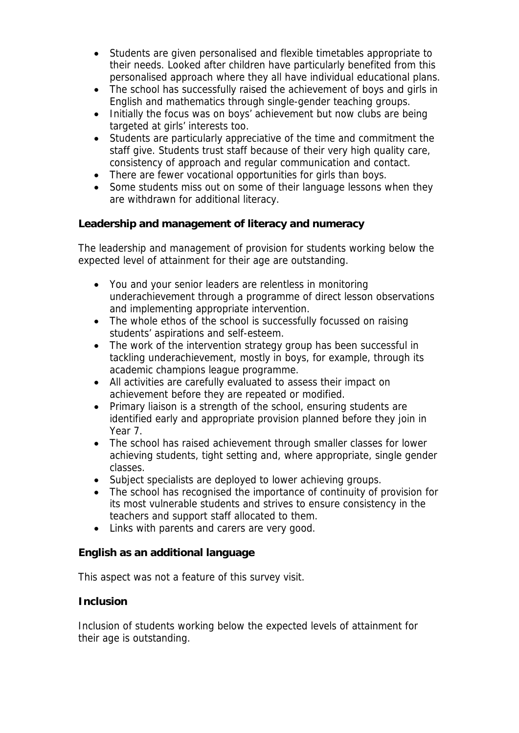- Students are given personalised and flexible timetables appropriate to their needs. Looked after children have particularly benefited from this personalised approach where they all have individual educational plans.
- The school has successfully raised the achievement of boys and girls in English and mathematics through single-gender teaching groups.
- Initially the focus was on boys' achievement but now clubs are being targeted at girls' interests too.
- Students are particularly appreciative of the time and commitment the staff give. Students trust staff because of their very high quality care, consistency of approach and regular communication and contact.
- There are fewer vocational opportunities for girls than boys.
- Some students miss out on some of their language lessons when they are withdrawn for additional literacy.

## Leadership and management of literacy and numeracy

The leadership and management of provision for students working below the expected level of attainment for their age are outstanding.

- You and your senior leaders are relentless in monitoring underachievement through a programme of direct lesson observations and implementing appropriate intervention.
- The whole ethos of the school is successfully focussed on raising students' aspirations and self-esteem.
- The work of the intervention strategy group has been successful in tackling underachievement, mostly in boys, for example, through its academic champions league programme.
- All activities are carefully evaluated to assess their impact on achievement before they are repeated or modified.
- Primary liaison is a strength of the school, ensuring students are identified early and appropriate provision planned before they join in Year 7.
- The school has raised achievement through smaller classes for lower achieving students, tight setting and, where appropriate, single gender classes.
- Subject specialists are deployed to lower achieving groups.
- The school has recognised the importance of continuity of provision for its most vulnerable students and strives to ensure consistency in the teachers and support staff allocated to them.
- Links with parents and carers are very good.

## English as an additional language

This aspect was not a feature of this survey visit.

## Inclusion

Inclusion of students working below the expected levels of attainment for their age is outstanding.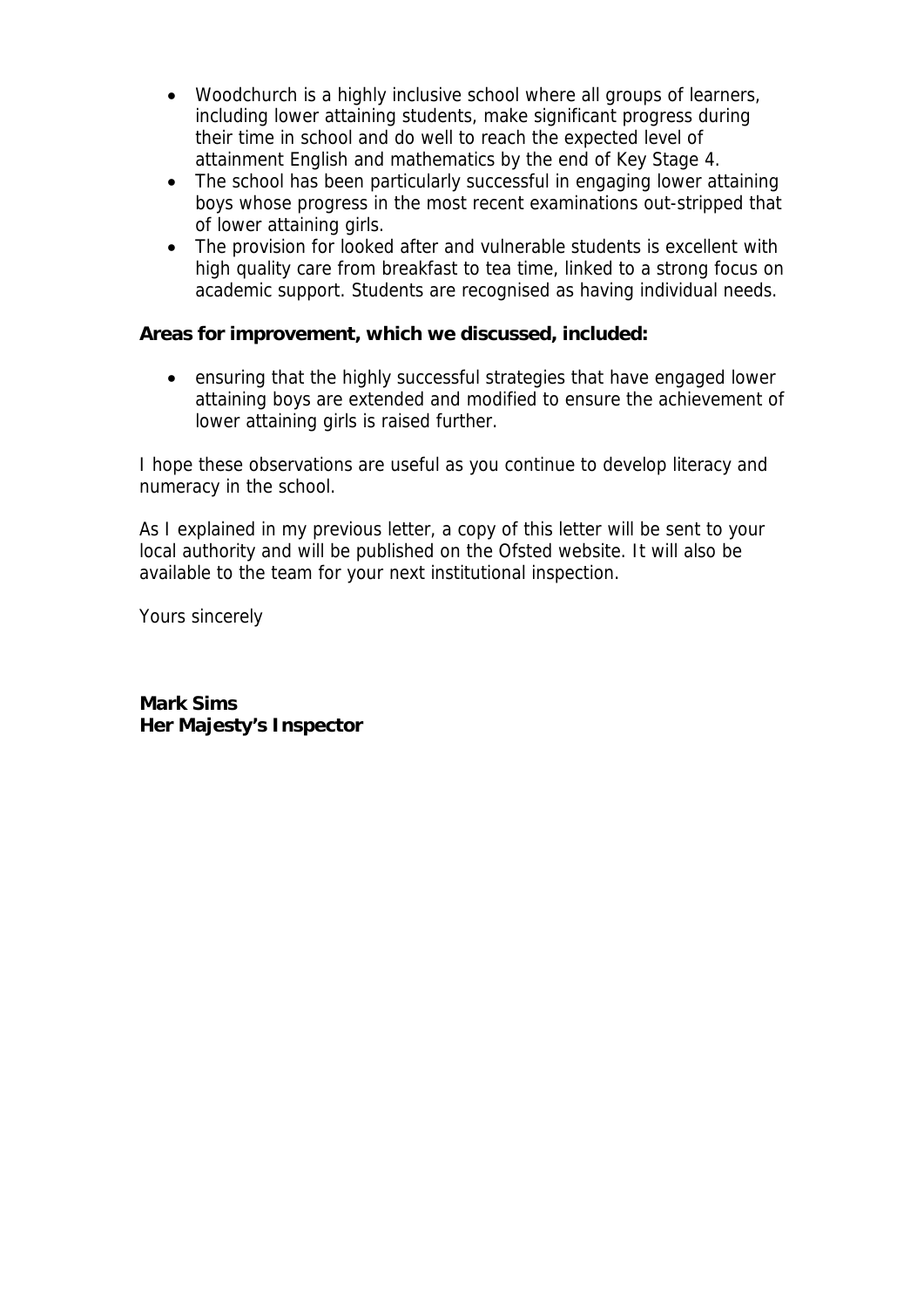- Woodchurch is a highly inclusive school where all groups of learners, including lower attaining students, make significant progress during their time in school and do well to reach the expected level of attainment English and mathematics by the end of Key Stage 4.
- The school has been particularly successful in engaging lower attaining boys whose progress in the most recent examinations out-stripped that of lower attaining girls.
- The provision for looked after and vulnerable students is excellent with high quality care from breakfast to tea time, linked to a strong focus on academic support. Students are recognised as having individual needs.

**Areas for improvement, which we discussed, included:**

- ensuring that the highly successful strategies that have engaged lower attaining boys are extended and modified to ensure the achievement of lower attaining girls is raised further.

I hope these observations are useful as you continue to develop literacy and numeracy in the school.

As I explained in my previous letter, a copy of this letter will be sent to your local authority and will be published on the Ofsted website. It will also be available to the team for your next institutional inspection.

Yours sincerely

**Mark Sims**
**Her Majesty's Inspector**